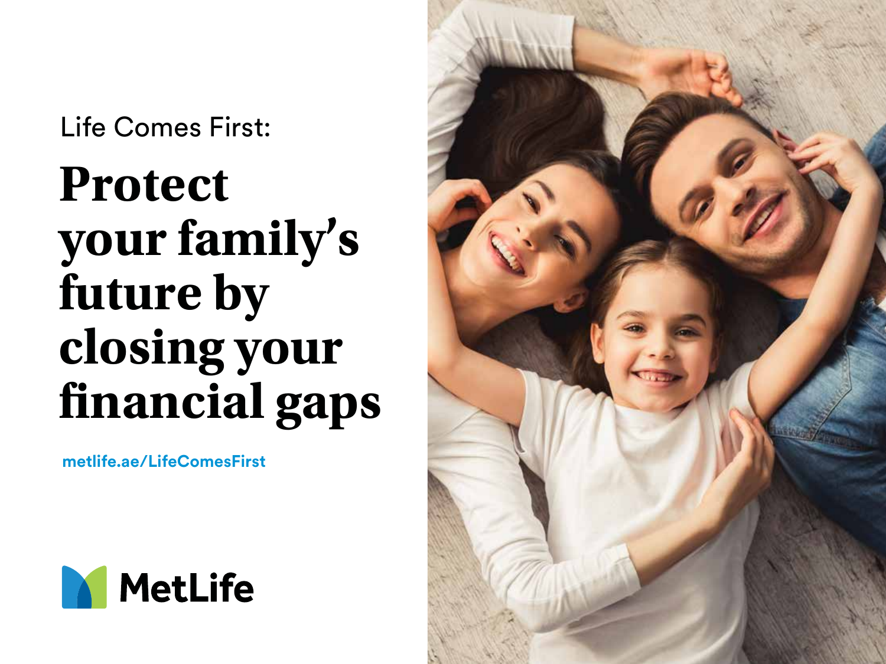Life Comes First:

# Protect your family's future by closing your financial gaps

metlife.ae/LifeComesFirst

MetLife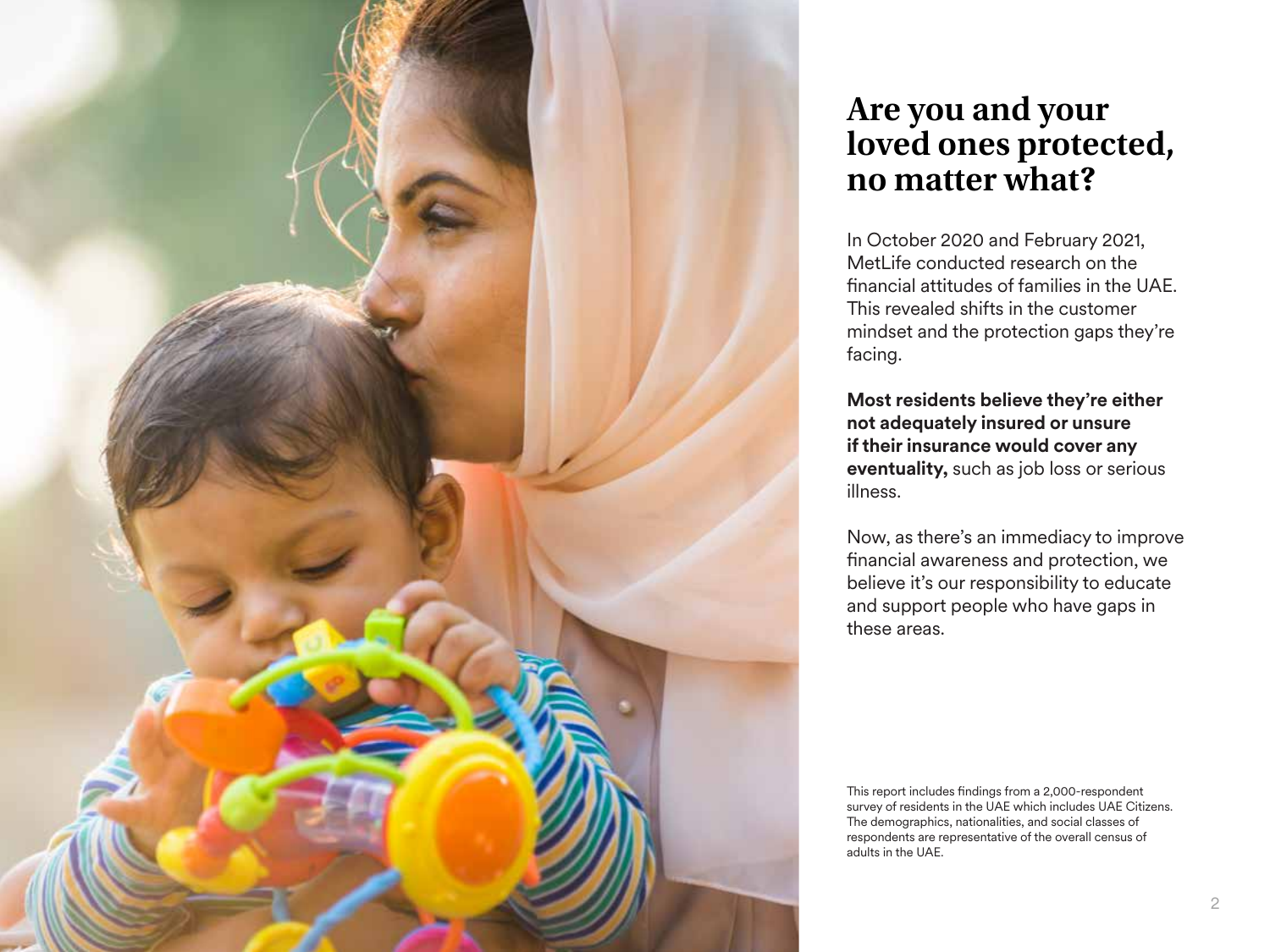# Are you and your loved ones protected, no matter what?

In October 2020 and February 2021, MetLife conducted research on the financial attitudes of families in the UAE. This revealed shifts in the customer mindset and the protection gaps they're facing.

**Most residents believe they're either not adequately insured or unsure if their insurance would cover any eventuality,** such as job loss or serious illness.

Now, as there's an immediacy to improve financial awareness and protection, we believe it's our responsibility to educate and support people who have gaps in these areas.

This report includes findings from a 2,000-respondent survey of residents in the UAE which includes UAE Citizens. The demographics, nationalities, and social classes of respondents are representative of the overall census of adults in the UAE.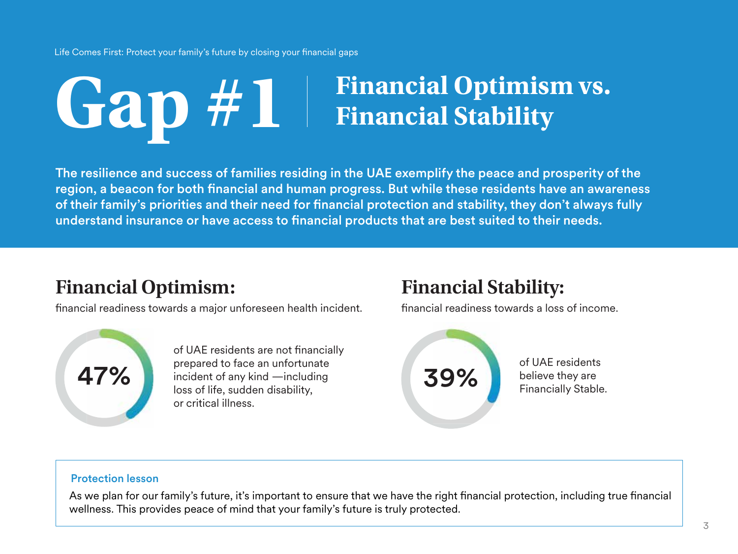# Gap #1 | Financial Optimism vs. Financial Stability

**The resilience and success of families residing in the UAE exemplify the peace and prosperity of the region, a beacon for both financial and human progress. But while these residents have an awareness of their family's priorities and their need for financial protection and stability, they don't always fully understand insurance or have access to financial products that are best suited to their needs.**

## Financial Optimism:

financial readiness towards a major unforeseen health incident.

**47%** of UAE residents are not financially prepared to face an unfortunate incident of any kind —including loss of life, sudden disability, or critical illness.

## Financial Stability:

financial readiness towards a loss of income.

**39%** of UAE residents believe they are Financially Stable.

**Protection lesson**

As we plan for our family's future, it's important to ensure that we have the right financial protection, including true financial wellness. This provides peace of mind that your family's future is truly protected.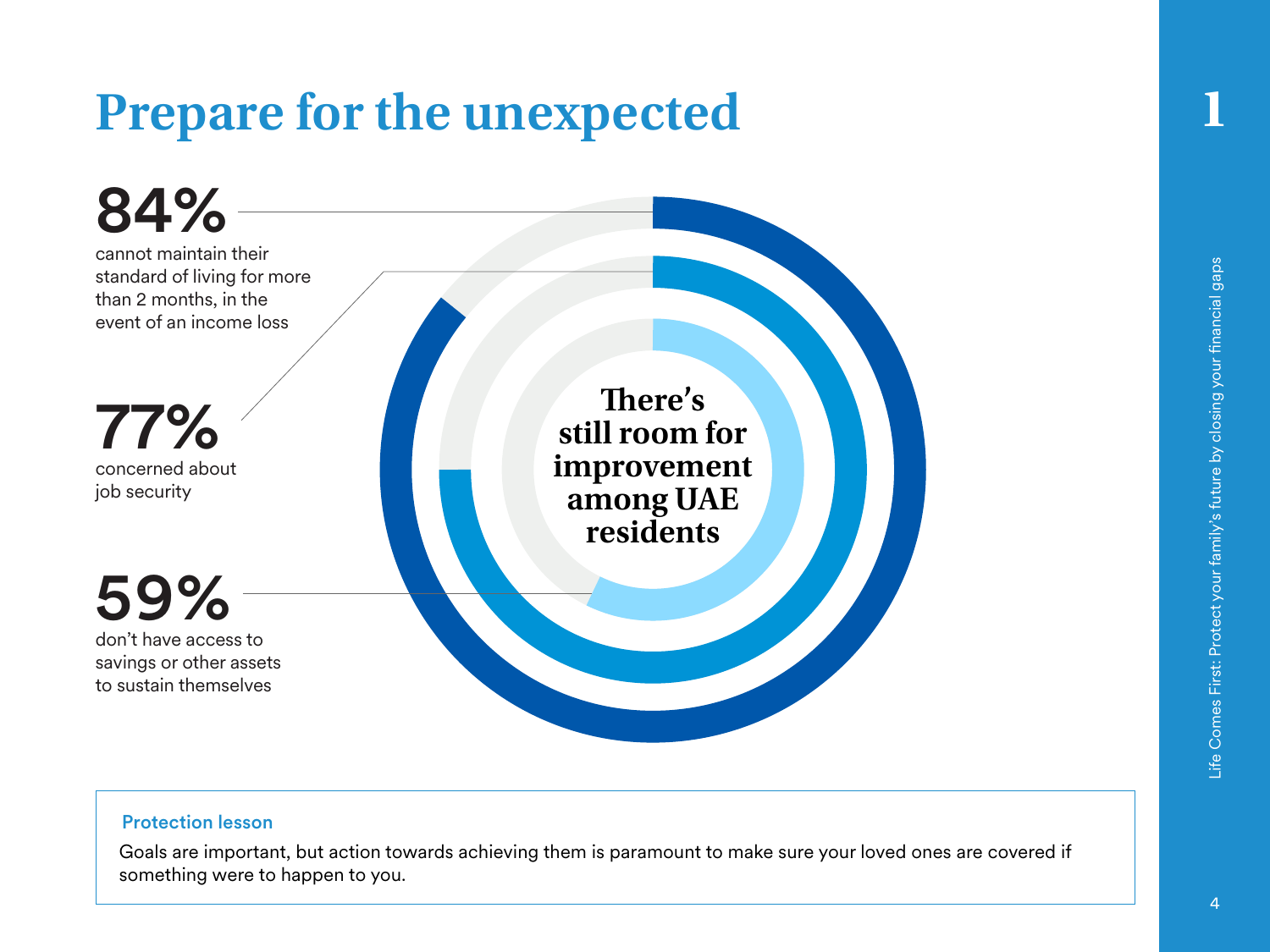# Prepare for the unexpected

**84%**
cannot maintain their standard of living for more than 2 months, in the event of an income loss

**77%**
concerned about job security

**59%**
don't have access to savings or other assets to sustain themselves

**There's still room for improvement among UAE residents**

**Protection lesson**

Goals are important, but action towards achieving them is paramount to make sure your loved ones are covered if something were to happen to you.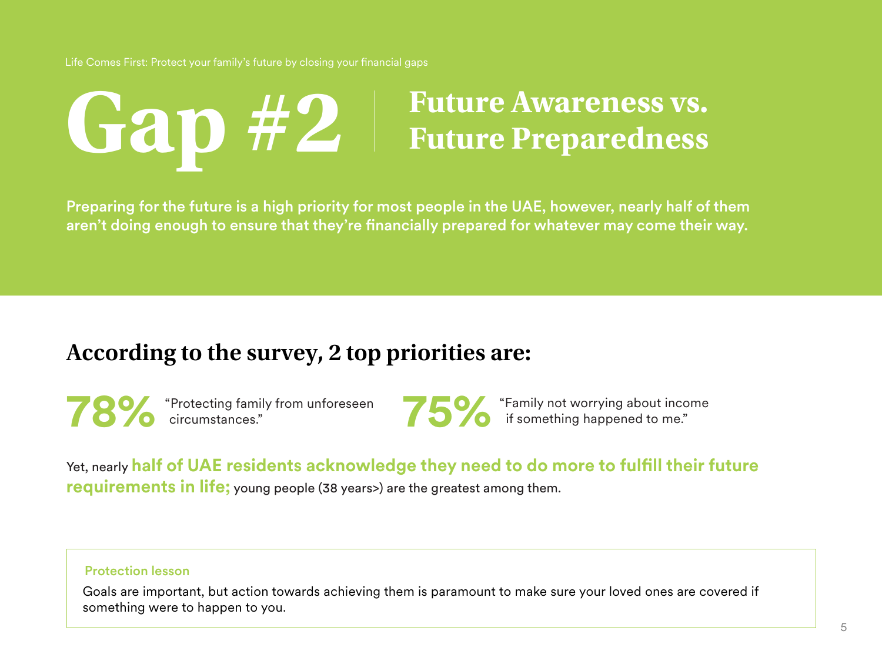# Gap #2 | Future Awareness vs. Future Preparedness

**Preparing for the future is a high priority for most people in the UAE, however, nearly half of them aren't doing enough to ensure that they're financially prepared for whatever may come their way.**

## According to the survey, 2 top priorities are:

**78%** "Protecting family from unforeseen circumstances."

**75%** "Family not worrying about income if something happened to me."

Yet, nearly **half of UAE residents acknowledge they need to do more to fulfill their future requirements in life;** young people (38 years>) are the greatest among them.

**Protection lesson**

Goals are important, but action towards achieving them is paramount to make sure your loved ones are covered if something were to happen to you.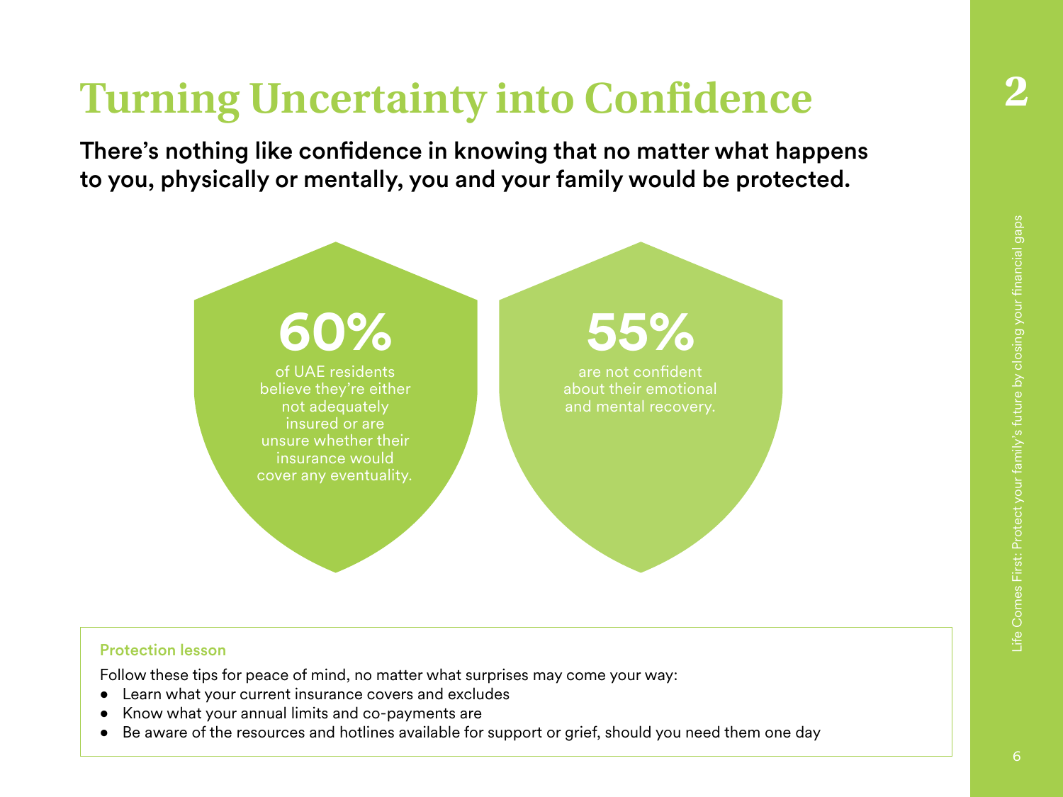# Turning Uncertainty into Confidence

**There's nothing like confidence in knowing that no matter what happens to you, physically or mentally, you and your family would be protected.**

**60%**

of UAE residents believe they're either not adequately insured or are unsure whether their insurance would cover any eventuality.

**55%**

are not confident about their emotional and mental recovery.

**Protection lesson**

Follow these tips for peace of mind, no matter what surprises may come your way:

- Learn what your current insurance covers and excludes
- Know what your annual limits and co-payments are
- Be aware of the resources and hotlines available for support or grief, should you need them one day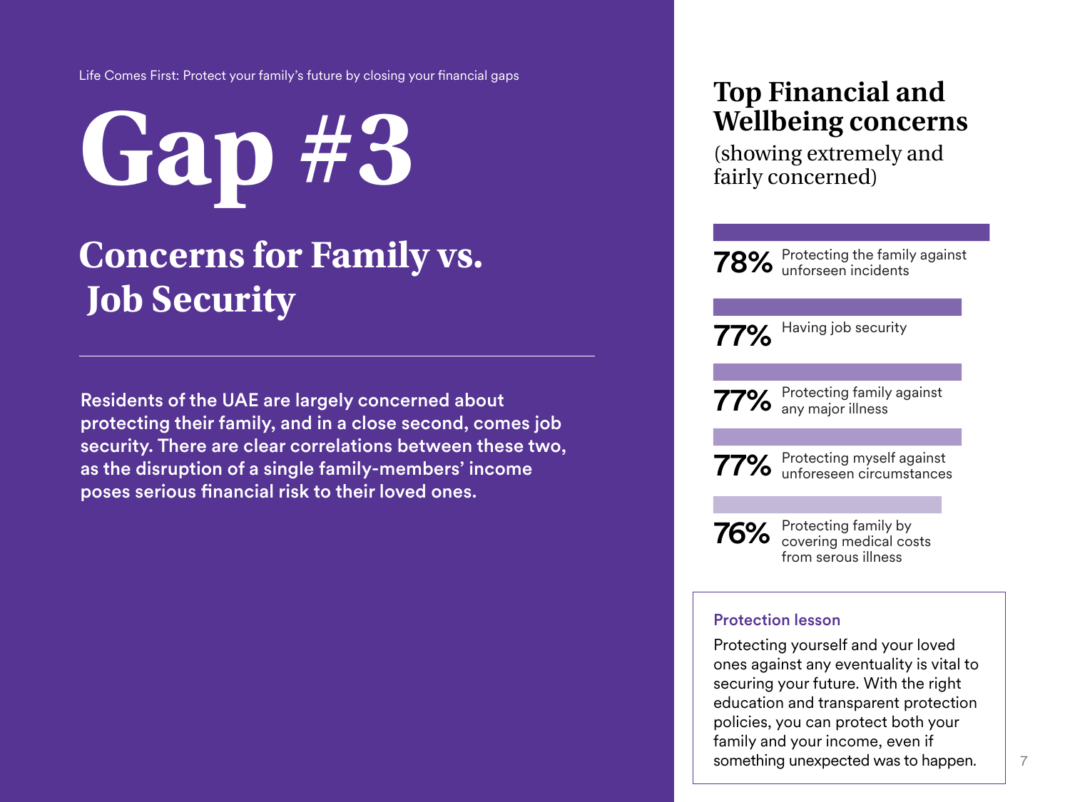# Gap #3

## Concerns for Family vs. Job Security

Residents of the UAE are largely concerned about protecting their family, and in a close second, comes job security. There are clear correlations between these two, as the disruption of a single family-members' income poses serious financial risk to their loved ones.

## Top Financial and Wellbeing concerns

(showing extremely and fairly concerned)

**78%** Protecting the family against unforseen incidents

**77%** Having job security

**77%** Protecting family against any major illness

**77%** Protecting myself against unforeseen circumstances

**76%** Protecting family by covering medical costs from serous illness

### Protection lesson

Protecting yourself and your loved ones against any eventuality is vital to securing your future. With the right education and transparent protection policies, you can protect both your family and your income, even if something unexpected was to happen.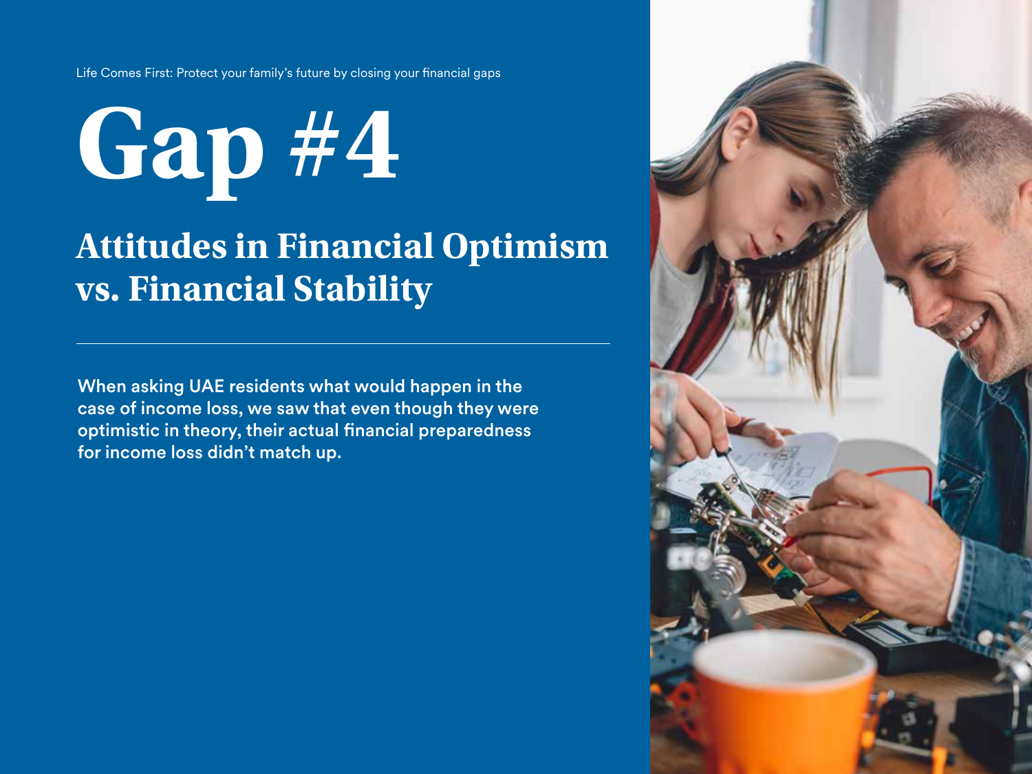# Gap #4

## Attitudes in Financial Optimism vs. Financial Stability

---

**When asking UAE residents what would happen in the case of income loss, we saw that even though they were optimistic in theory, their actual financial preparedness for income loss didn't match up.**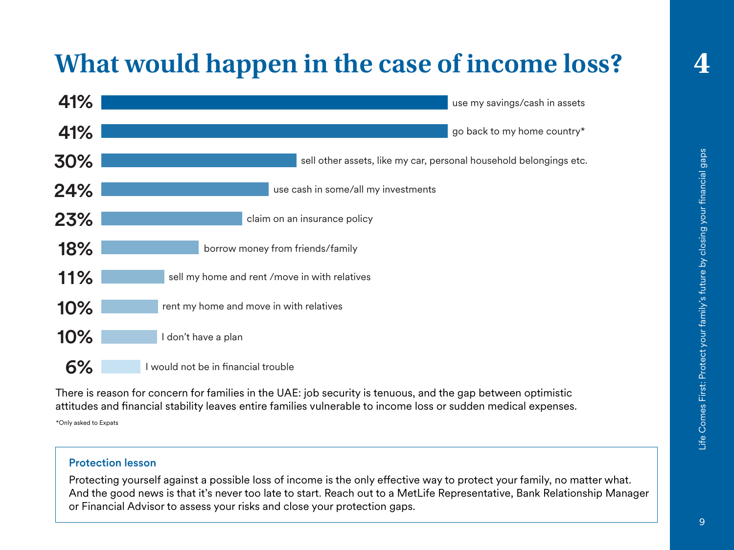# What would happen in the case of income loss?

| % | Response |
|---|---|
| 41% | use my savings/cash in assets |
| 41% | go back to my home country* |
| 30% | sell other assets, like my car, personal household belongings etc. |
| 24% | use cash in some/all my investments |
| 23% | claim on an insurance policy |
| 18% | borrow money from friends/family |
| 11% | sell my home and rent /move in with relatives |
| 10% | rent my home and move in with relatives |
| 10% | I don't have a plan |
| 6% | I would not be in financial trouble |

There is reason for concern for families in the UAE: job security is tenuous, and the gap between optimistic attitudes and financial stability leaves entire families vulnerable to income loss or sudden medical expenses.

*Only asked to Expats

**Protection lesson**

Protecting yourself against a possible loss of income is the only effective way to protect your family, no matter what. And the good news is that it's never too late to start. Reach out to a MetLife Representative, Bank Relationship Manager or Financial Advisor to assess your risks and close your protection gaps.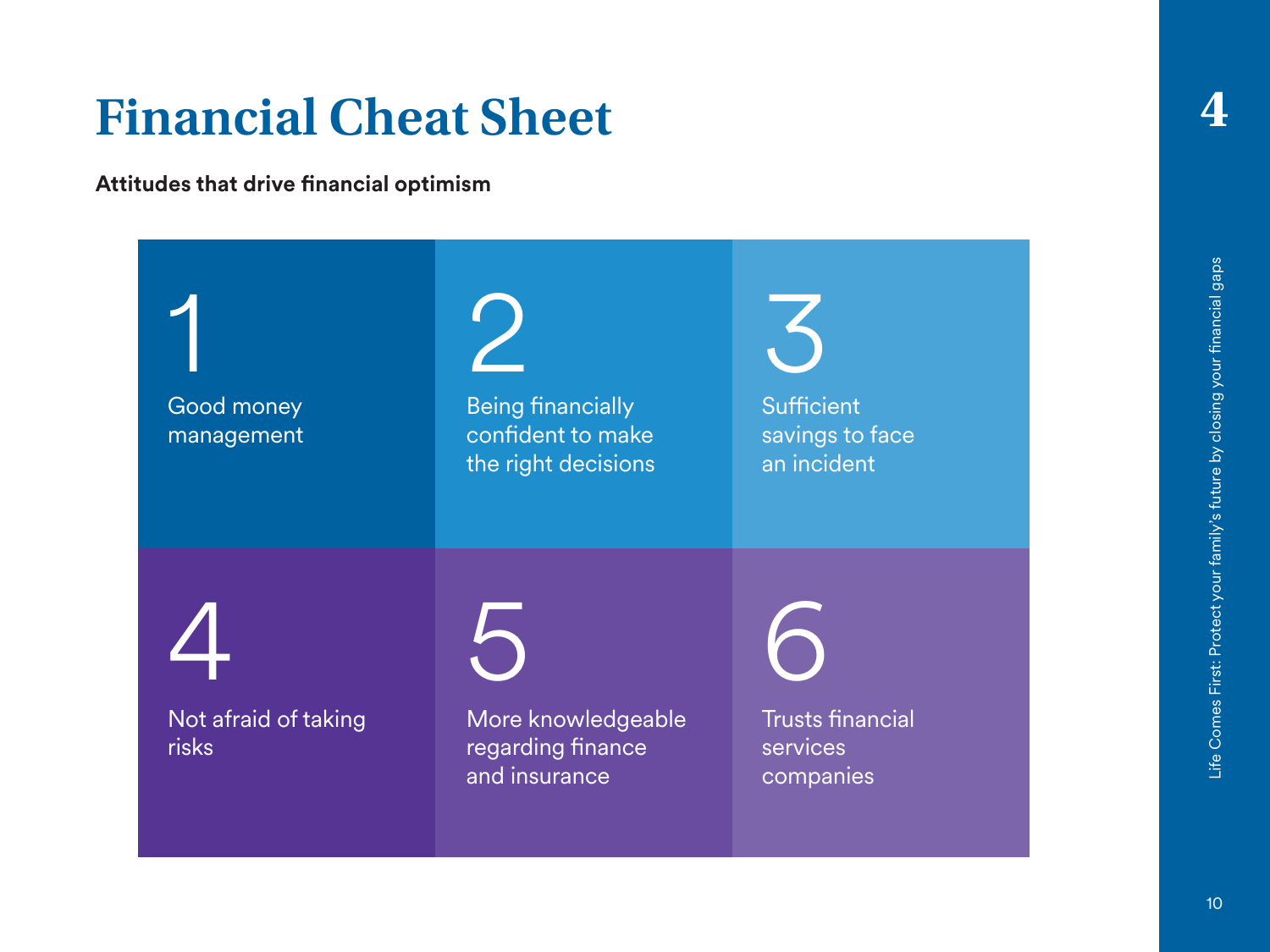# Financial Cheat Sheet

**Attitudes that drive financial optimism**

1. Good money management
2. Being financially confident to make the right decisions
3. Sufficient savings to face an incident
4. Not afraid of taking risks
5. More knowledgeable regarding finance and insurance
6. Trusts financial services companies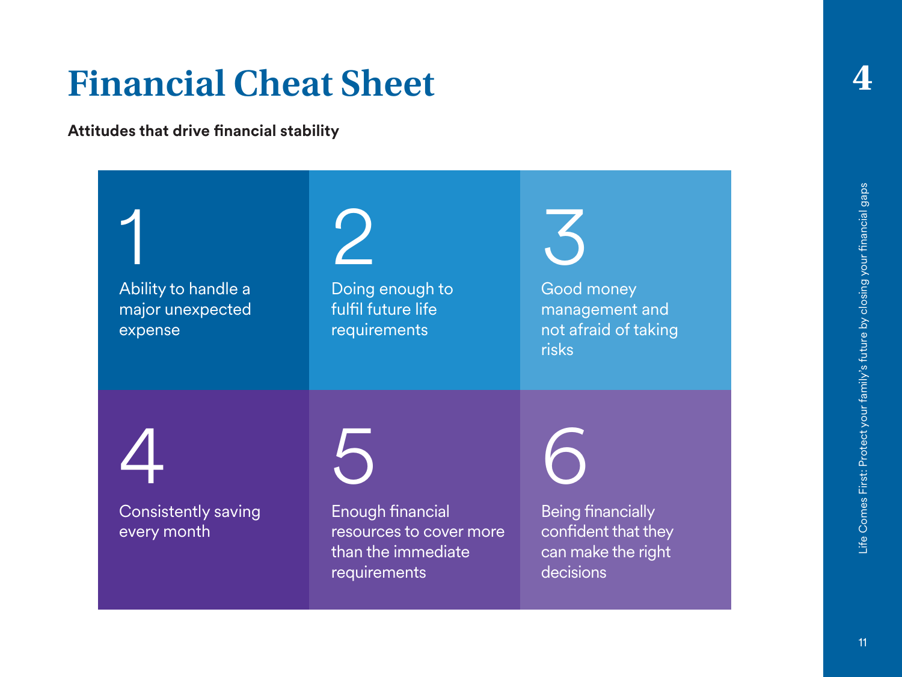# Financial Cheat Sheet

**Attitudes that drive financial stability**

1. Ability to handle a major unexpected expense
2. Doing enough to fulfil future life requirements
3. Good money management and not afraid of taking risks
4. Consistently saving every month
5. Enough financial resources to cover more than the immediate requirements
6. Being financially confident that they can make the right decisions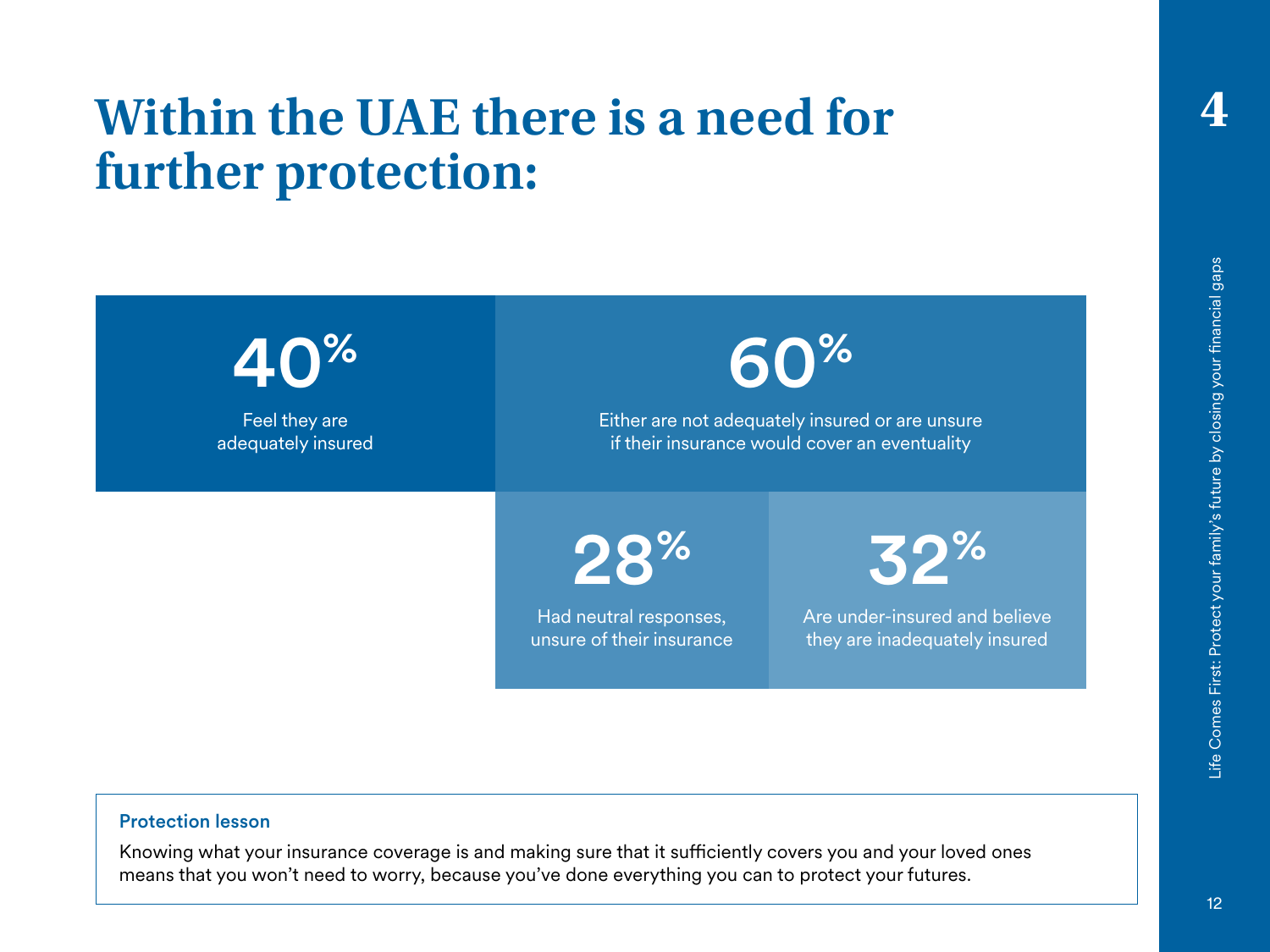# Within the UAE there is a need for further protection:

**40%**

Feel they are adequately insured

**60%**

Either are not adequately insured or are unsure if their insurance would cover an eventuality

**28%**

Had neutral responses, unsure of their insurance

**32%**

Are under-insured and believe they are inadequately insured

**Protection lesson**

Knowing what your insurance coverage is and making sure that it sufficiently covers you and your loved ones means that you won't need to worry, because you've done everything you can to protect your futures.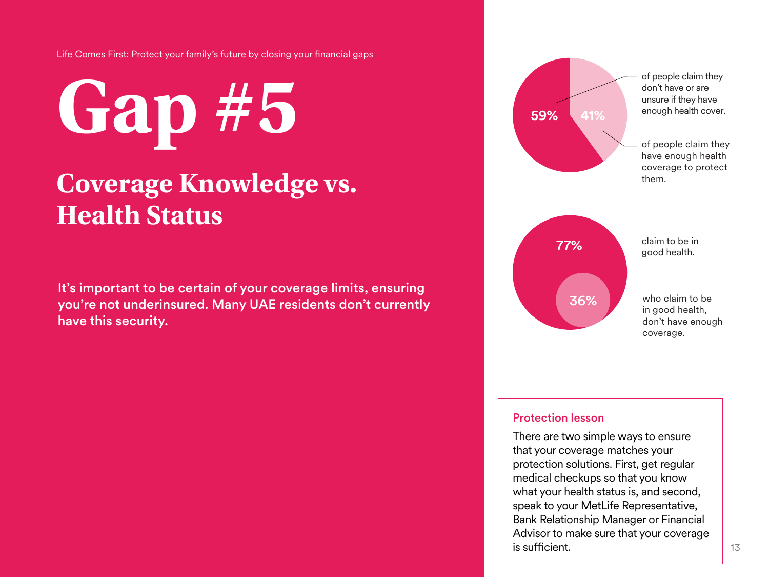# Gap #5

## Coverage Knowledge vs. Health Status

**It's important to be certain of your coverage limits, ensuring you're not underinsured. Many UAE residents don't currently have this security.**

59% of people claim they don't have or are unsure if they have enough health cover.

41% of people claim they have enough health coverage to protect them.

77% claim to be in good health.

36% who claim to be in good health, don't have enough coverage.

### Protection lesson

There are two simple ways to ensure that your coverage matches your protection solutions. First, get regular medical checkups so that you know what your health status is, and second, speak to your MetLife Representative, Bank Relationship Manager or Financial Advisor to make sure that your coverage is sufficient.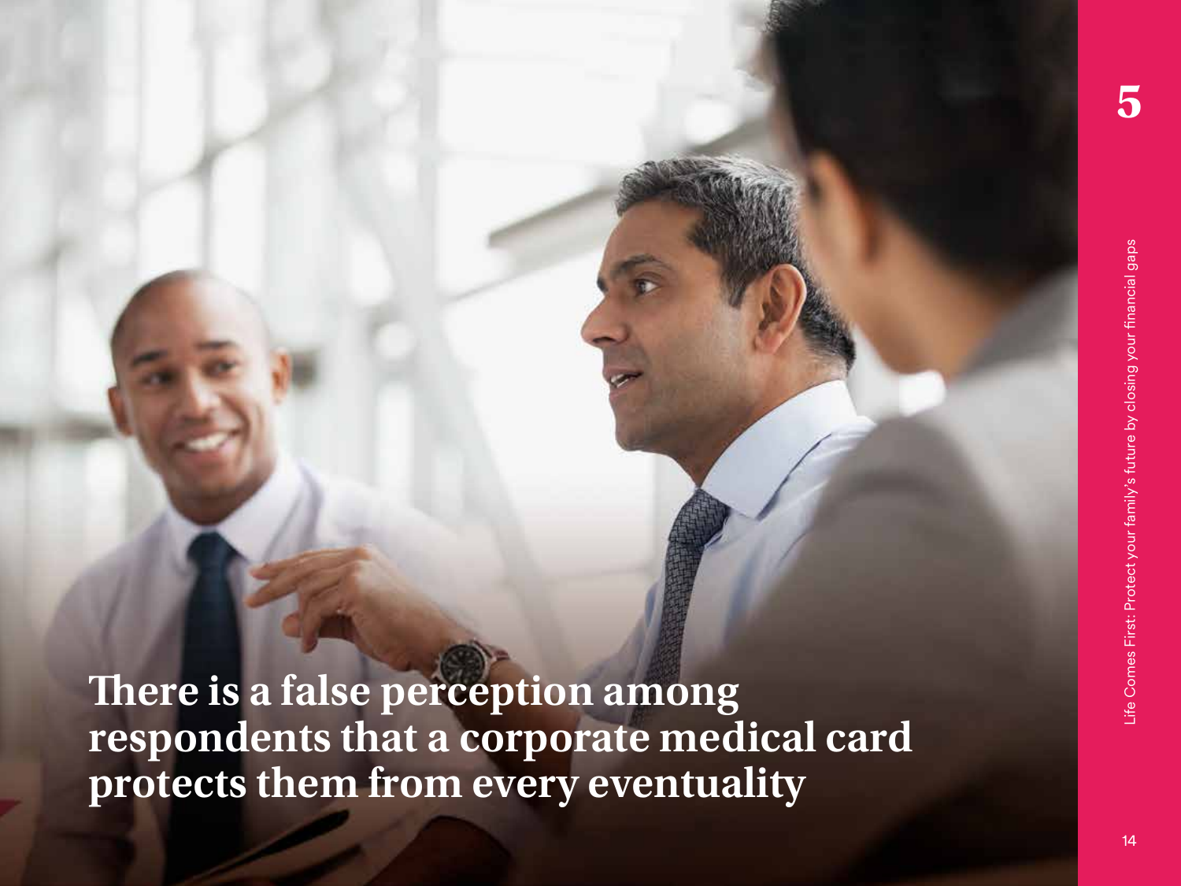# 5

**There is a false perception among respondents that a corporate medical card protects them from every eventuality**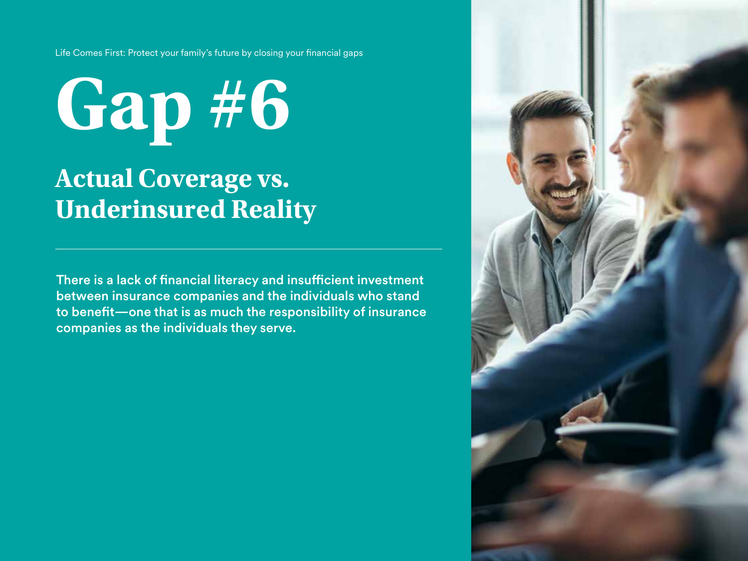# Gap #6

## Actual Coverage vs. Underinsured Reality

---

**There is a lack of financial literacy and insufficient investment between insurance companies and the individuals who stand to benefit—one that is as much the responsibility of insurance companies as the individuals they serve.**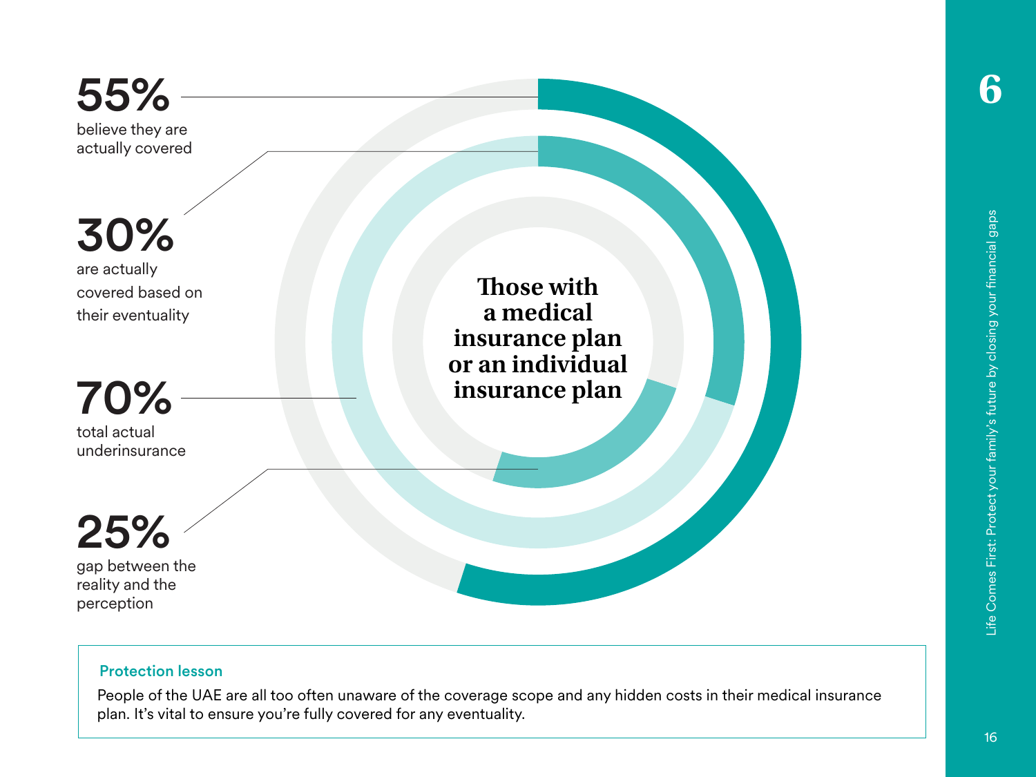**Those with a medical insurance plan or an individual insurance plan**

**55%**
believe they are actually covered

**30%**
are actually covered based on their eventuality

**70%**
total actual underinsurance

**25%**
gap between the reality and the perception

**Protection lesson**

People of the UAE are all too often unaware of the coverage scope and any hidden costs in their medical insurance plan. It's vital to ensure you're fully covered for any eventuality.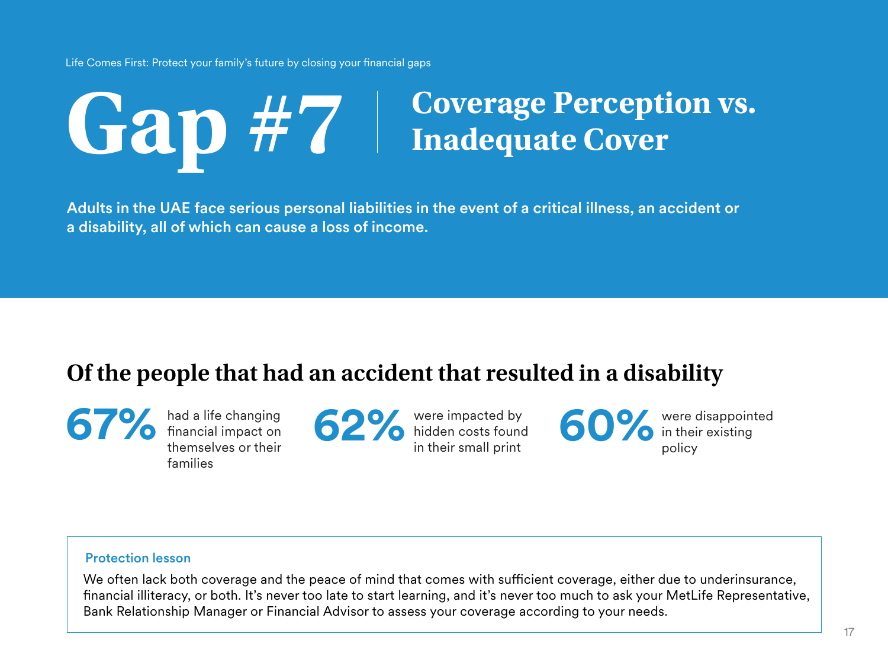# Gap #7 | Coverage Perception vs. Inadequate Cover

**Adults in the UAE face serious personal liabilities in the event of a critical illness, an accident or a disability, all of which can cause a loss of income.**

## Of the people that had an accident that resulted in a disability

**67%** had a life changing financial impact on themselves or their families

**62%** were impacted by hidden costs found in their small print

**60%** were disappointed in their existing policy

**Protection lesson**

We often lack both coverage and the peace of mind that comes with sufficient coverage, either due to underinsurance, financial illiteracy, or both. It's never too late to start learning, and it's never too much to ask your MetLife Representative, Bank Relationship Manager or Financial Advisor to assess your coverage according to your needs.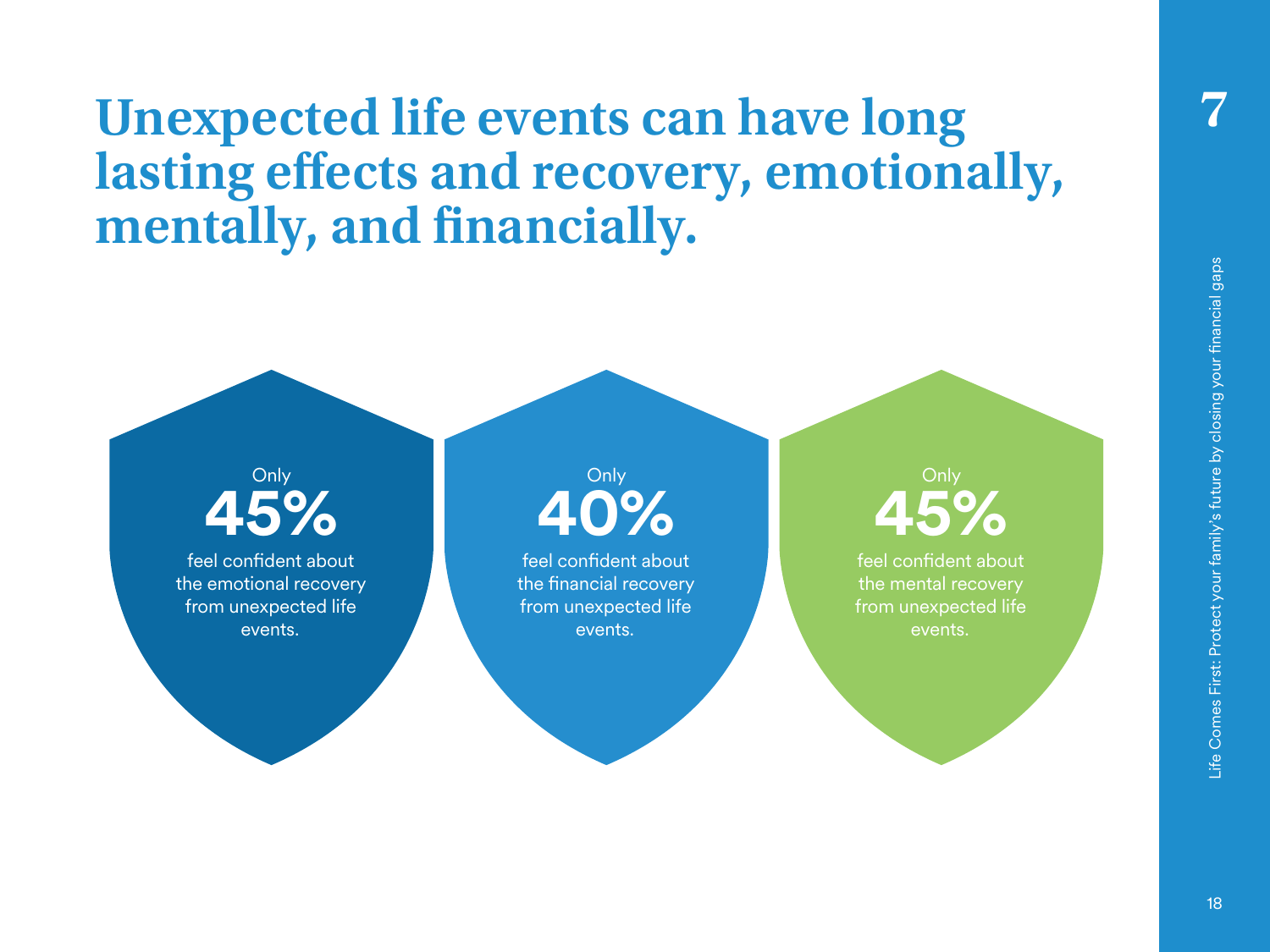# Unexpected life events can have long lasting effects and recovery, emotionally, mentally, and financially.

Only
**45%**
feel confident about the emotional recovery from unexpected life events.

Only
**40%**
feel confident about the financial recovery from unexpected life events.

Only
**45%**
feel confident about the mental recovery from unexpected life events.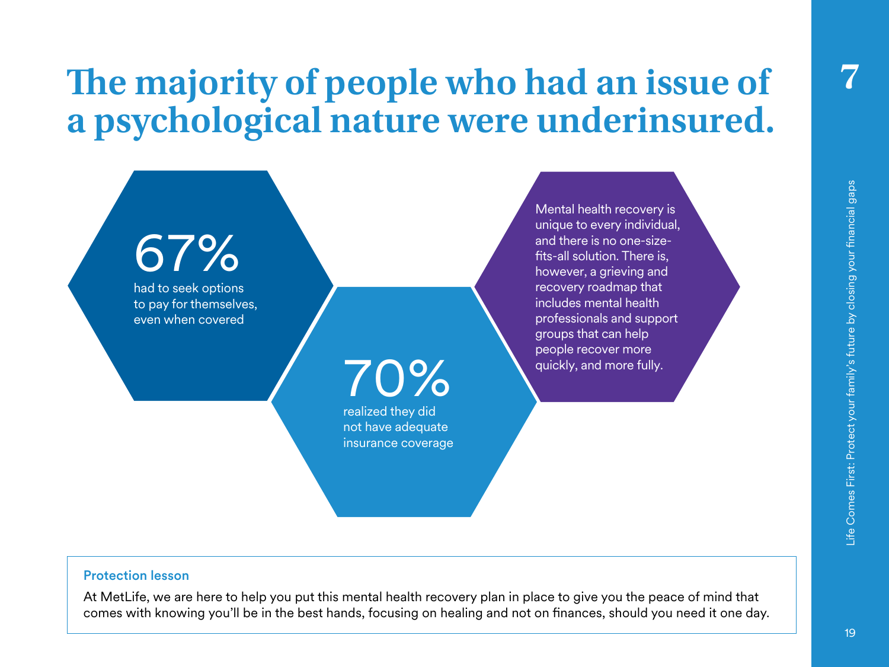# The majority of people who had an issue of a psychological nature were underinsured.

**67%**
had to seek options to pay for themselves, even when covered

**70%**
realized they did not have adequate insurance coverage

Mental health recovery is unique to every individual, and there is no one-size-fits-all solution. There is, however, a grieving and recovery roadmap that includes mental health professionals and support groups that can help people recover more quickly, and more fully.

**Protection lesson**

At MetLife, we are here to help you put this mental health recovery plan in place to give you the peace of mind that comes with knowing you'll be in the best hands, focusing on healing and not on finances, should you need it one day.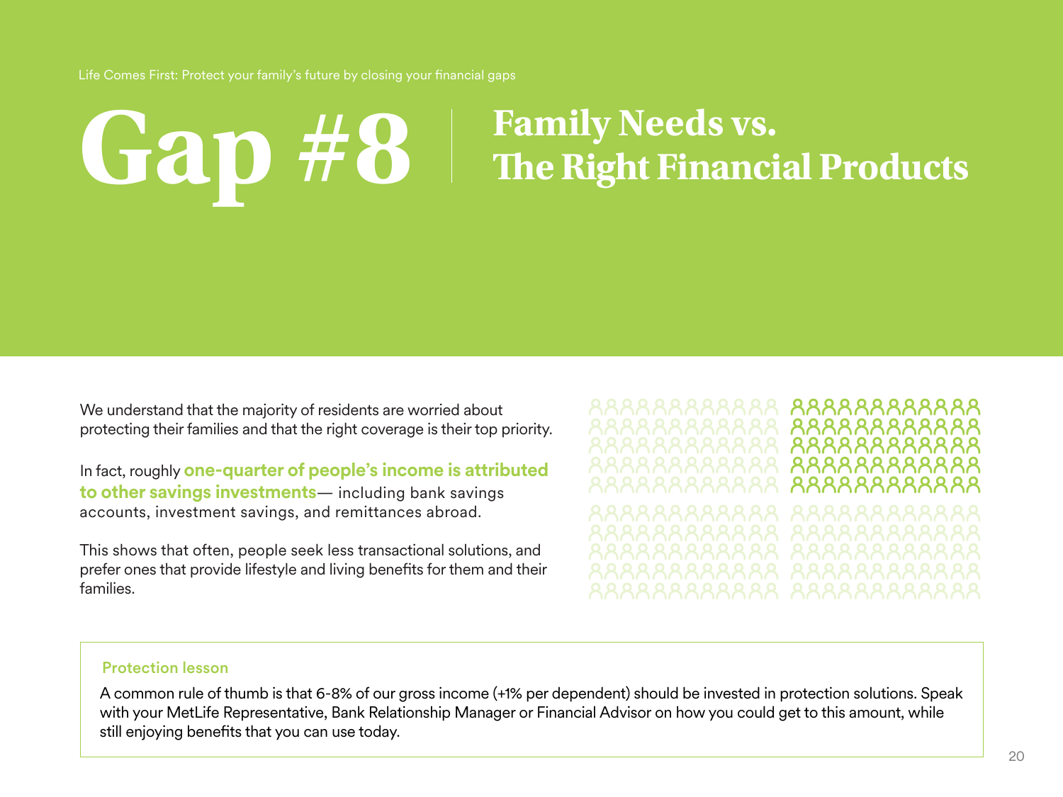# Gap #8 Family Needs vs. The Right Financial Products

We understand that the majority of residents are worried about protecting their families and that the right coverage is their top priority.

In fact, roughly **one-quarter of people's income is attributed to other savings investments**— including bank savings accounts, investment savings, and remittances abroad.

This shows that often, people seek less transactional solutions, and prefer ones that provide lifestyle and living benefits for them and their families.

**Protection lesson**

A common rule of thumb is that 6-8% of our gross income (+1% per dependent) should be invested in protection solutions. Speak with your MetLife Representative, Bank Relationship Manager or Financial Advisor on how you could get to this amount, while still enjoying benefits that you can use today.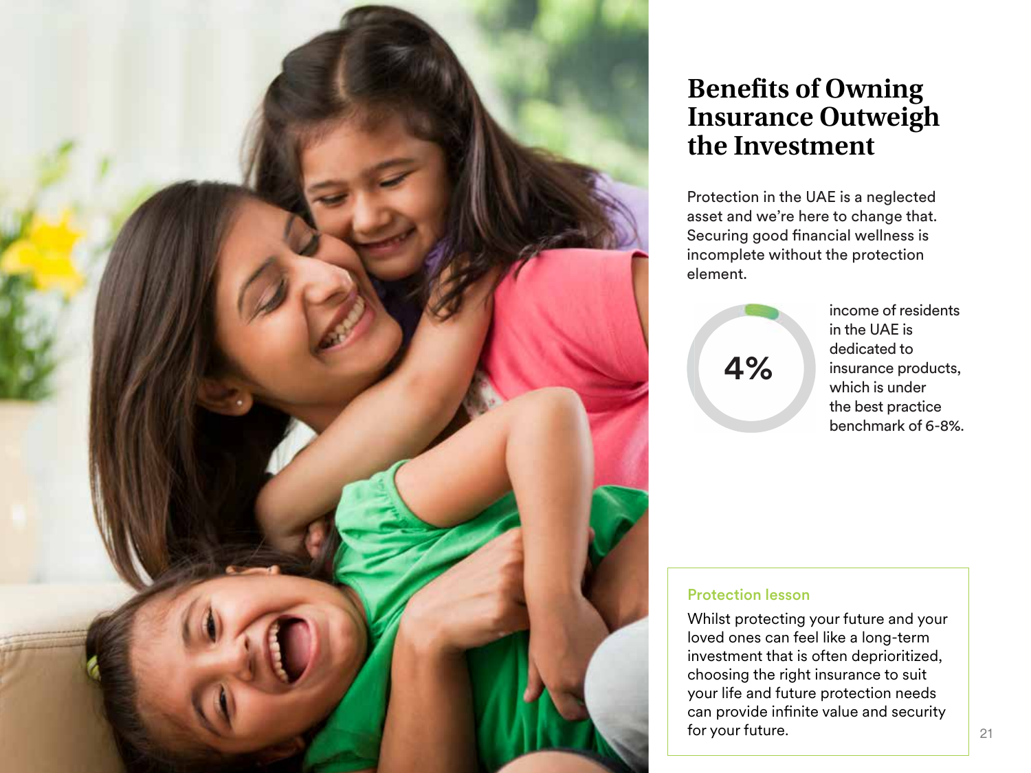# Benefits of Owning Insurance Outweigh the Investment

Protection in the UAE is a neglected asset and we're here to change that. Securing good financial wellness is incomplete without the protection element.

**4%** income of residents in the UAE is dedicated to insurance products, which is under the best practice benchmark of 6-8%.

### Protection lesson

Whilst protecting your future and your loved ones can feel like a long-term investment that is often deprioritized, choosing the right insurance to suit your life and future protection needs can provide infinite value and security for your future.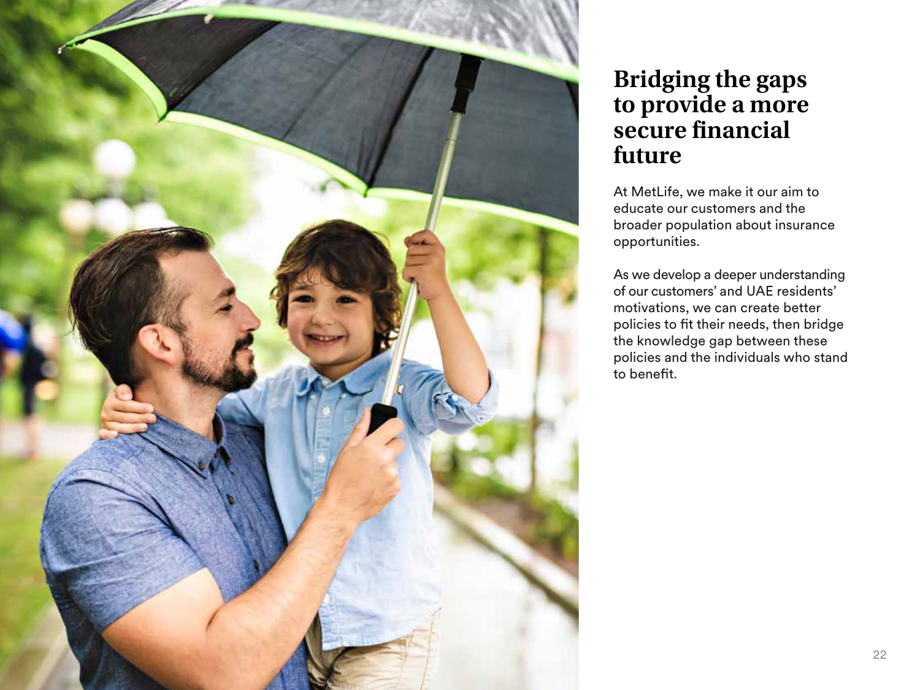# Bridging the gaps to provide a more secure financial future

At MetLife, we make it our aim to educate our customers and the broader population about insurance opportunities.

As we develop a deeper understanding of our customers' and UAE residents' motivations, we can create better policies to fit their needs, then bridge the knowledge gap between these policies and the individuals who stand to benefit.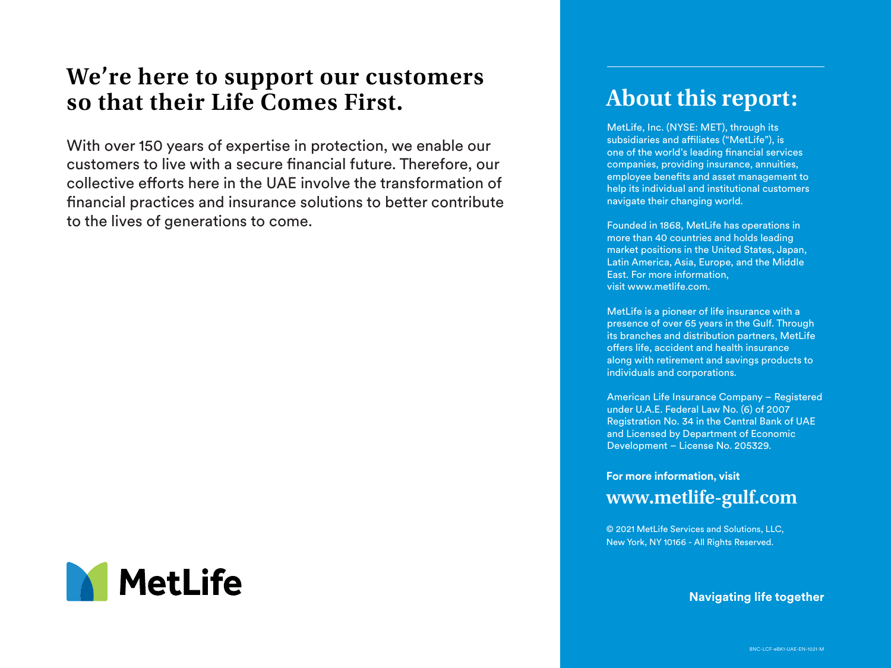# We're here to support our customers so that their Life Comes First.

With over 150 years of expertise in protection, we enable our customers to live with a secure financial future. Therefore, our collective efforts here in the UAE involve the transformation of financial practices and insurance solutions to better contribute to the lives of generations to come.

MetLife

## About this report:

MetLife, Inc. (NYSE: MET), through its subsidiaries and affiliates ("MetLife"), is one of the world's leading financial services companies, providing insurance, annuities, employee benefits and asset management to help its individual and institutional customers navigate their changing world.

Founded in 1868, MetLife has operations in more than 40 countries and holds leading market positions in the United States, Japan, Latin America, Asia, Europe, and the Middle East. For more information, visit www.metlife.com.

MetLife is a pioneer of life insurance with a presence of over 65 years in the Gulf. Through its branches and distribution partners, MetLife offers life, accident and health insurance along with retirement and savings products to individuals and corporations.

American Life Insurance Company – Registered under U.A.E. Federal Law No. (6) of 2007 Registration No. 34 in the Central Bank of UAE and Licensed by Department of Economic Development – License No. 205329.

**For more information, visit**

**www.metlife-gulf.com**

© 2021 MetLife Services and Solutions, LLC, New York, NY 10166 - All Rights Reserved.

**Navigating life together**

BNC-LCF-eBK1-UAE-EN-1021-M